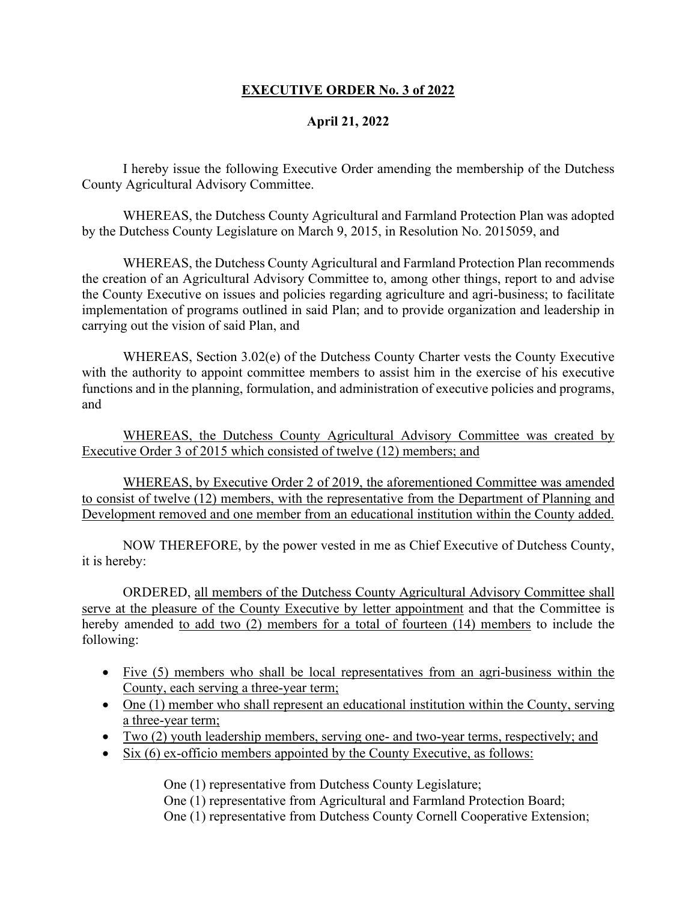# **EXECUTIVE ORDER No. 3 of 2022**

**April 21, 2022**

I hereby issue the following Executive Order amending the membership of the Dutchess County Agricultural Advisory Committee.

WHEREAS, the Dutchess County Agricultural and Farmland Protection Plan was adopted by the Dutchess County Legislature on March 9, 2015, in Resolution No. 2015059, and

WHEREAS, the Dutchess County Agricultural and Farmland Protection Plan recommends the creation of an Agricultural Advisory Committee to, among other things, report to and advise the County Executive on issues and policies regarding agriculture and agri-business; to facilitate implementation of programs outlined in said Plan; and to provide organization and leadership in carrying out the vision of said Plan, and

WHEREAS, Section 3.02(e) of the Dutchess County Charter vests the County Executive with the authority to appoint committee members to assist him in the exercise of his executive functions and in the planning, formulation, and administration of executive policies and programs, and

WHEREAS, the Dutchess County Agricultural Advisory Committee was created by Executive Order 3 of 2015 which consisted of twelve (12) members; and

WHEREAS, by Executive Order 2 of 2019, the aforementioned Committee was amended to consist of twelve (12) members, with the representative from the Department of Planning and Development removed and one member from an educational institution within the County added.

NOW THEREFORE, by the power vested in me as Chief Executive of Dutchess County, it is hereby:

ORDERED, all members of the Dutchess County Agricultural Advisory Committee shall serve at the pleasure of the County Executive by letter appointment and that the Committee is hereby amended to add two (2) members for a total of fourteen (14) members to include the following:

- Five (5) members who shall be local representatives from an agri-business within the County, each serving a three-year term;
- One (1) member who shall represent an educational institution within the County, serving a three-year term;
- Two (2) youth leadership members, serving one- and two-year terms, respectively; and
- Six (6) ex-officio members appointed by the County Executive, as follows:

  One (1) representative from Dutchess County Legislature;
  One (1) representative from Agricultural and Farmland Protection Board;
  One (1) representative from Dutchess County Cornell Cooperative Extension;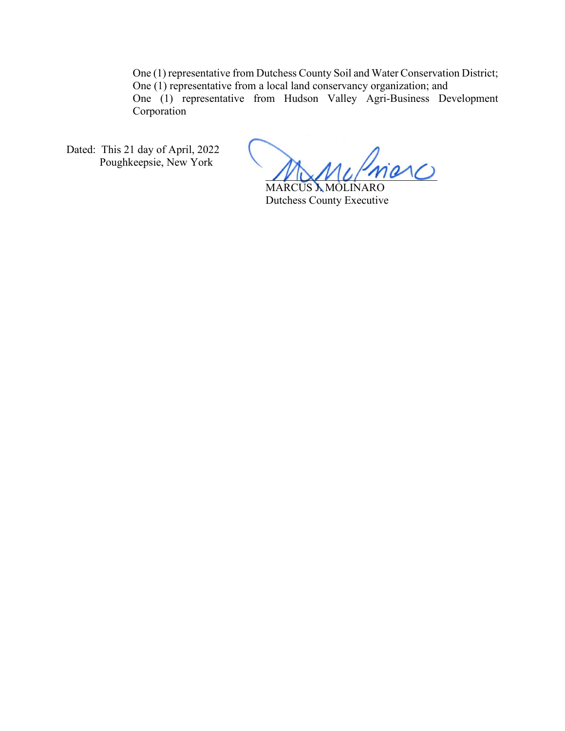One (1) representative from Dutchess County Soil and Water Conservation District;
One (1) representative from a local land conservancy organization; and
One (1) representative from Hudson Valley Agri-Business Development Corporation

Dated: This 21 day of April, 2022
Poughkeepsie, New York

MARCUS J. MOLINARO
Dutchess County Executive